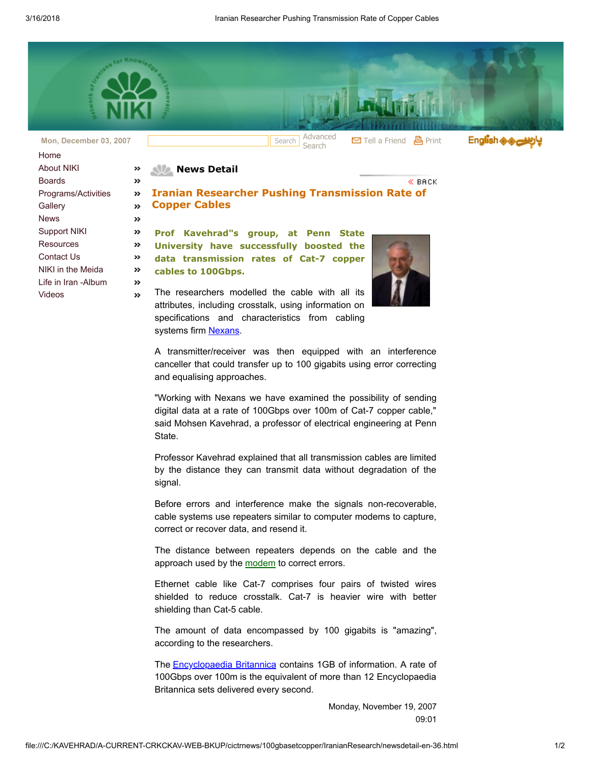Mon, December 03, 2007

Search | Advanced Search | Tell a Friend | Print | English | پارسی

- Home
- About NIKI
- Boards
- Programs/Activities
- Gallery
- News
- Support NIKI
- Resources
- Contact Us
- NIKI in the Meida
- Life in Iran -Album
- Videos

## News Detail

BACK

# Iranian Researcher Pushing Transmission Rate of Copper Cables

**Prof Kavehrad"s group, at Penn State University have successfully boosted the data transmission rates of Cat-7 copper cables to 100Gbps.**

The researchers modelled the cable with all its attributes, including crosstalk, using information on specifications and characteristics from cabling systems firm Nexans.

A transmitter/receiver was then equipped with an interference canceller that could transfer up to 100 gigabits using error correcting and equalising approaches.

"Working with Nexans we have examined the possibility of sending digital data at a rate of 100Gbps over 100m of Cat-7 copper cable," said Mohsen Kavehrad, a professor of electrical engineering at Penn State.

Professor Kavehrad explained that all transmission cables are limited by the distance they can transmit data without degradation of the signal.

Before errors and interference make the signals non-recoverable, cable systems use repeaters similar to computer modems to capture, correct or recover data, and resend it.

The distance between repeaters depends on the cable and the approach used by the modem to correct errors.

Ethernet cable like Cat-7 comprises four pairs of twisted wires shielded to reduce crosstalk. Cat-7 is heavier wire with better shielding than Cat-5 cable.

The amount of data encompassed by 100 gigabits is "amazing", according to the researchers.

The Encyclopaedia Britannica contains 1GB of information. A rate of 100Gbps over 100m is the equivalent of more than 12 Encyclopaedia Britannica sets delivered every second.

Monday, November 19, 2007
09:01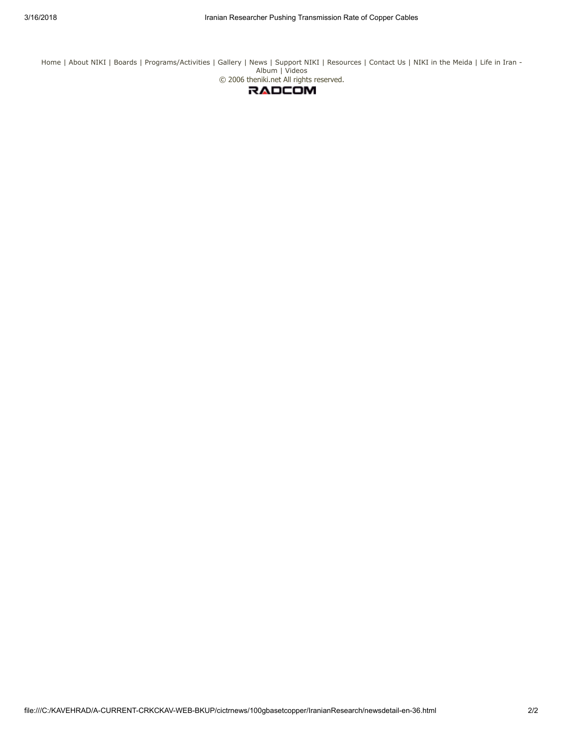Home | About NIKI | Boards | Programs/Activities | Gallery | News | Support NIKI | Resources | Contact Us | NIKI in the Meida | Life in Iran - Album | Videos

© 2006 theniki.net All rights reserved.

RADCOM